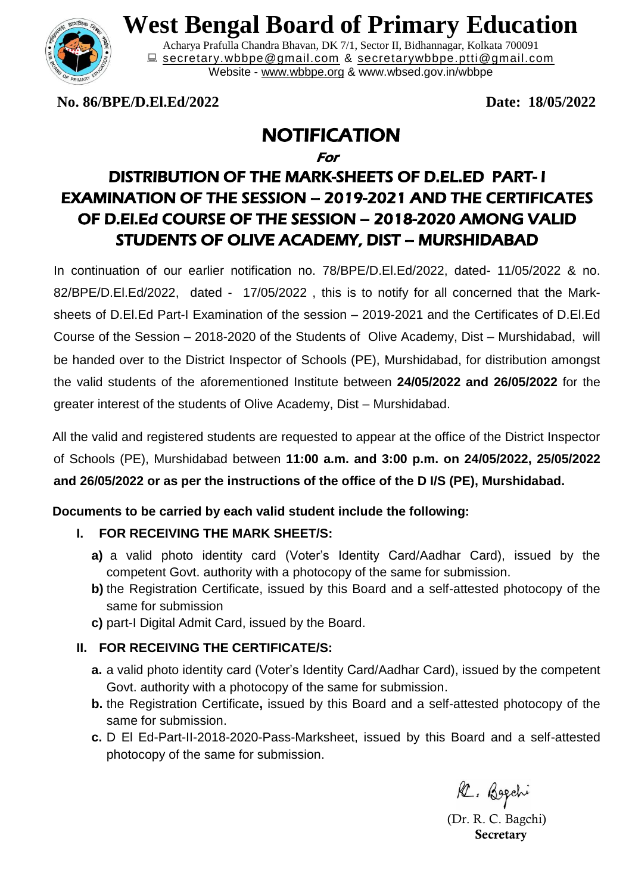# West Bengal Board of Primary Education

Acharya Prafulla Chandra Bhavan, DK 7/1, Sector II, Bidhannagar, Kolkata 700091
secretary.wbbpe@gmail.com & secretarywbbpe.ptti@gmail.com
Website - www.wbbpe.org & www.wbsed.gov.in/wbbpe

**No. 86/BPE/D.El.Ed/2022** **Date: 18/05/2022**

## NOTIFICATION

***For***

## DISTRIBUTION OF THE MARK-SHEETS OF D.EL.ED PART- I EXAMINATION OF THE SESSION – 2019-2021 AND THE CERTIFICATES OF D.El.Ed COURSE OF THE SESSION – 2018-2020 AMONG VALID STUDENTS OF OLIVE ACADEMY, DIST – MURSHIDABAD

In continuation of our earlier notification no. 78/BPE/D.El.Ed/2022, dated- 11/05/2022 & no. 82/BPE/D.El.Ed/2022, dated - 17/05/2022 , this is to notify for all concerned that the Mark-sheets of D.El.Ed Part-I Examination of the session – 2019-2021 and the Certificates of D.El.Ed Course of the Session – 2018-2020 of the Students of Olive Academy, Dist – Murshidabad, will be handed over to the District Inspector of Schools (PE), Murshidabad, for distribution amongst the valid students of the aforementioned Institute between **24/05/2022 and 26/05/2022** for the greater interest of the students of Olive Academy, Dist – Murshidabad.

All the valid and registered students are requested to appear at the office of the District Inspector of Schools (PE), Murshidabad between **11:00 a.m. and 3:00 p.m. on 24/05/2022, 25/05/2022 and 26/05/2022 or as per the instructions of the office of the D I/S (PE), Murshidabad.**

**Documents to be carried by each valid student include the following:**

**I. FOR RECEIVING THE MARK SHEET/S:**

- **a)** a valid photo identity card (Voter's Identity Card/Aadhar Card), issued by the competent Govt. authority with a photocopy of the same for submission.
- **b)** the Registration Certificate, issued by this Board and a self-attested photocopy of the same for submission
- **c)** part-I Digital Admit Card, issued by the Board.

**II. FOR RECEIVING THE CERTIFICATE/S:**

- **a.** a valid photo identity card (Voter's Identity Card/Aadhar Card), issued by the competent Govt. authority with a photocopy of the same for submission.
- **b.** the Registration Certificate**,** issued by this Board and a self-attested photocopy of the same for submission.
- **c.** D El Ed-Part-II-2018-2020-Pass-Marksheet, issued by this Board and a self-attested photocopy of the same for submission.

R. Bagchi

(Dr. R. C. Bagchi)
**Secretary**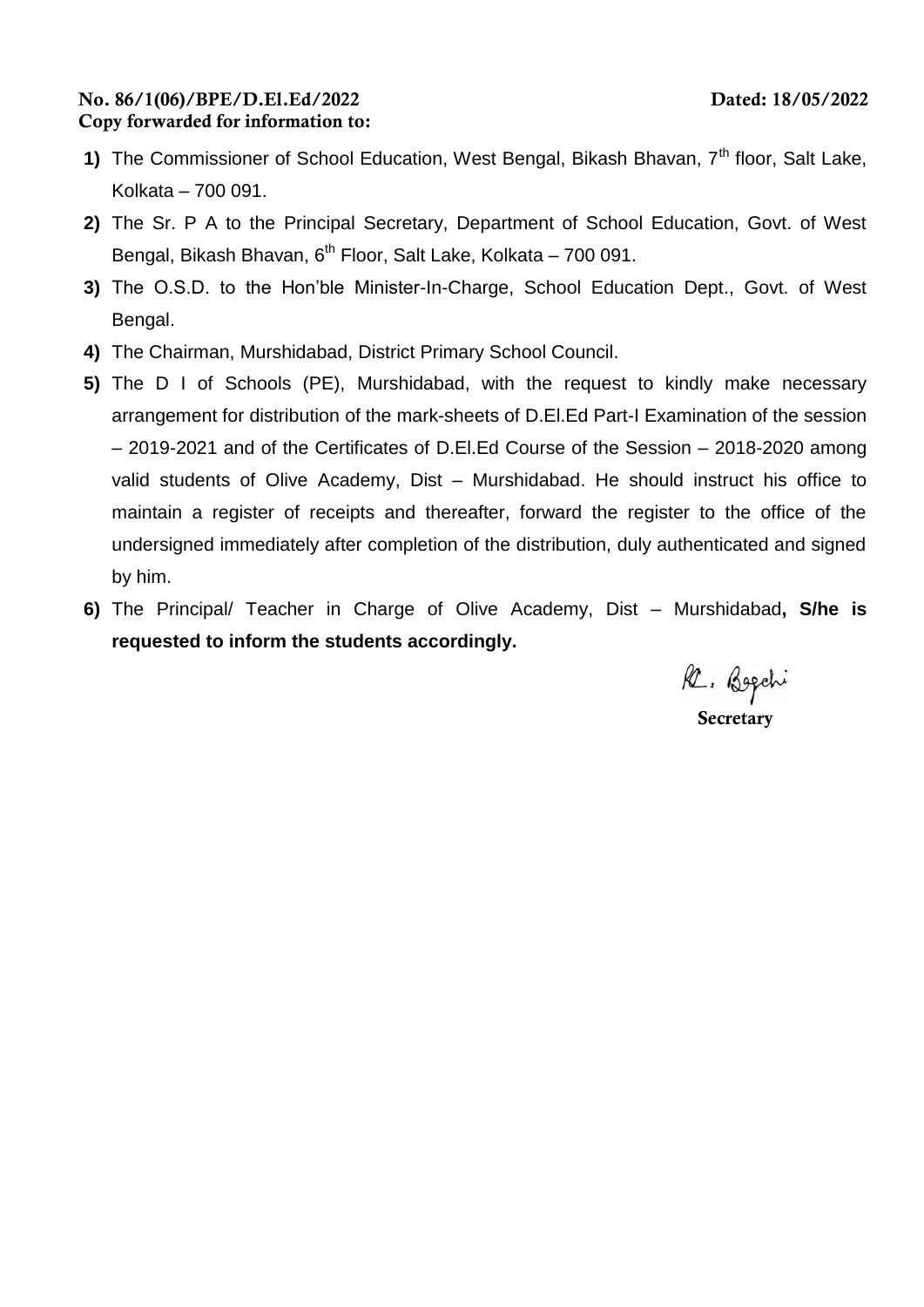**No. 86/1(06)/BPE/D.El.Ed/2022** **Dated: 18/05/2022**

**Copy forwarded for information to:**

1) The Commissioner of School Education, West Bengal, Bikash Bhavan, 7th floor, Salt Lake, Kolkata – 700 091.
2) The Sr. P A to the Principal Secretary, Department of School Education, Govt. of West Bengal, Bikash Bhavan, 6th Floor, Salt Lake, Kolkata – 700 091.
3) The O.S.D. to the Hon'ble Minister-In-Charge, School Education Dept., Govt. of West Bengal.
4) The Chairman, Murshidabad, District Primary School Council.
5) The D I of Schools (PE), Murshidabad, with the request to kindly make necessary arrangement for distribution of the mark-sheets of D.El.Ed Part-I Examination of the session – 2019-2021 and of the Certificates of D.El.Ed Course of the Session – 2018-2020 among valid students of Olive Academy, Dist – Murshidabad. He should instruct his office to maintain a register of receipts and thereafter, forward the register to the office of the undersigned immediately after completion of the distribution, duly authenticated and signed by him.
6) The Principal/ Teacher in Charge of Olive Academy, Dist – Murshidabad**, S/he is requested to inform the students accordingly.**

R. Bagchi

**Secretary**